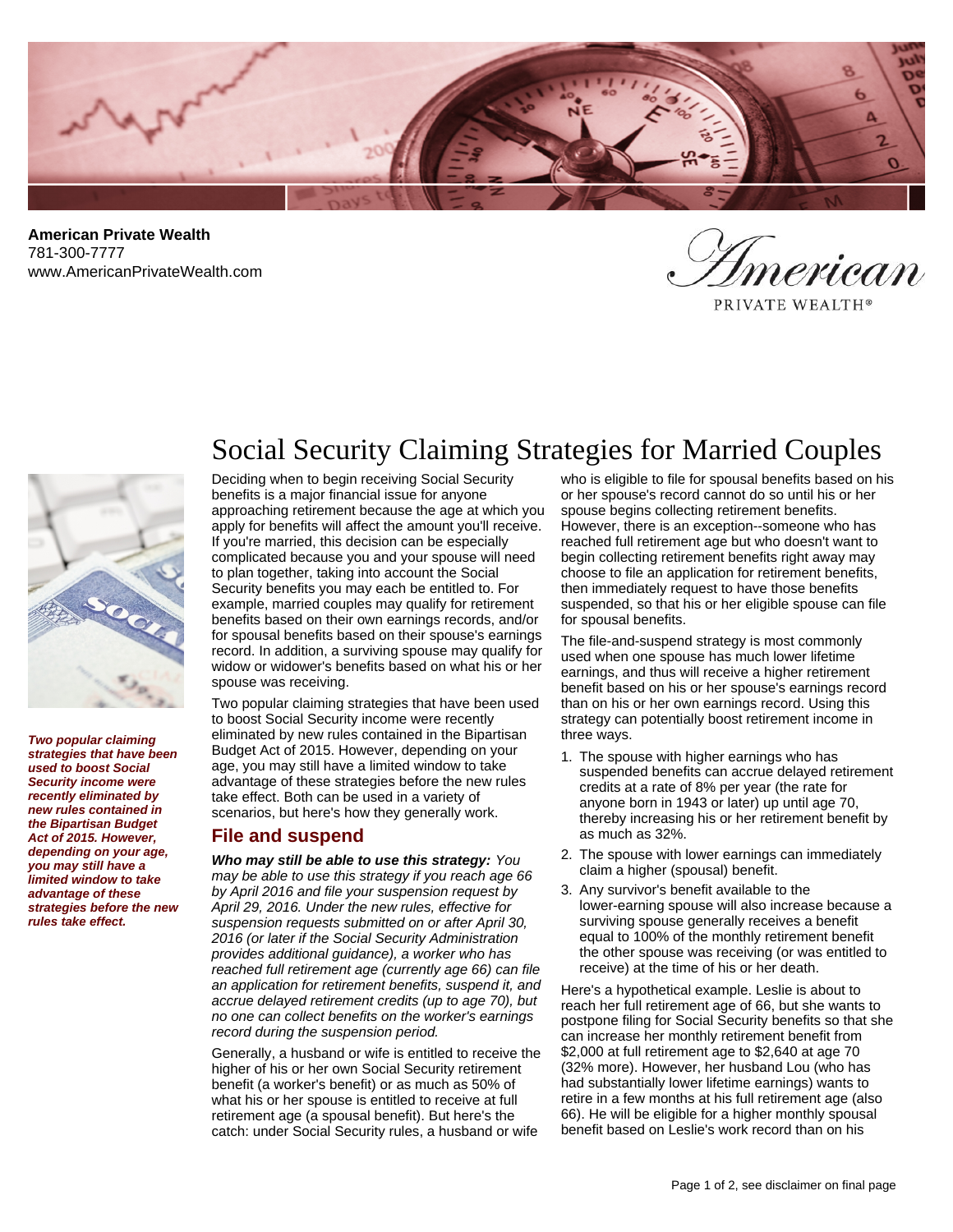**American Private Wealth**
781-300-7777
www.AmericanPrivateWealth.com

# Social Security Claiming Strategies for Married Couples

***Two popular claiming strategies that have been used to boost Social Security income were recently eliminated by new rules contained in the Bipartisan Budget Act of 2015. However, depending on your age, you may still have a limited window to take advantage of these strategies before the new rules take effect.***

Deciding when to begin receiving Social Security benefits is a major financial issue for anyone approaching retirement because the age at which you apply for benefits will affect the amount you'll receive. If you're married, this decision can be especially complicated because you and your spouse will need to plan together, taking into account the Social Security benefits you may each be entitled to. For example, married couples may qualify for retirement benefits based on their own earnings records, and/or for spousal benefits based on their spouse's earnings record. In addition, a surviving spouse may qualify for widow or widower's benefits based on what his or her spouse was receiving.

Two popular claiming strategies that have been used to boost Social Security income were recently eliminated by new rules contained in the Bipartisan Budget Act of 2015. However, depending on your age, you may still have a limited window to take advantage of these strategies before the new rules take effect. Both can be used in a variety of scenarios, but here's how they generally work.

## File and suspend

***Who may still be able to use this strategy:*** *You may be able to use this strategy if you reach age 66 by April 2016 and file your suspension request by April 29, 2016. Under the new rules, effective for suspension requests submitted on or after April 30, 2016 (or later if the Social Security Administration provides additional guidance), a worker who has reached full retirement age (currently age 66) can file an application for retirement benefits, suspend it, and accrue delayed retirement credits (up to age 70), but no one can collect benefits on the worker's earnings record during the suspension period.*

Generally, a husband or wife is entitled to receive the higher of his or her own Social Security retirement benefit (a worker's benefit) or as much as 50% of what his or her spouse is entitled to receive at full retirement age (a spousal benefit). But here's the catch: under Social Security rules, a husband or wife who is eligible to file for spousal benefits based on his or her spouse's record cannot do so until his or her spouse begins collecting retirement benefits. However, there is an exception--someone who has reached full retirement age but who doesn't want to begin collecting retirement benefits right away may choose to file an application for retirement benefits, then immediately request to have those benefits suspended, so that his or her eligible spouse can file for spousal benefits.

The file-and-suspend strategy is most commonly used when one spouse has much lower lifetime earnings, and thus will receive a higher retirement benefit based on his or her spouse's earnings record than on his or her own earnings record. Using this strategy can potentially boost retirement income in three ways.

1. The spouse with higher earnings who has suspended benefits can accrue delayed retirement credits at a rate of 8% per year (the rate for anyone born in 1943 or later) up until age 70, thereby increasing his or her retirement benefit by as much as 32%.
2. The spouse with lower earnings can immediately claim a higher (spousal) benefit.
3. Any survivor's benefit available to the lower-earning spouse will also increase because a surviving spouse generally receives a benefit equal to 100% of the monthly retirement benefit the other spouse was receiving (or was entitled to receive) at the time of his or her death.

Here's a hypothetical example. Leslie is about to reach her full retirement age of 66, but she wants to postpone filing for Social Security benefits so that she can increase her monthly retirement benefit from $2,000 at full retirement age to $2,640 at age 70 (32% more). However, her husband Lou (who has had substantially lower lifetime earnings) wants to retire in a few months at his full retirement age (also 66). He will be eligible for a higher monthly spousal benefit based on Leslie's work record than on his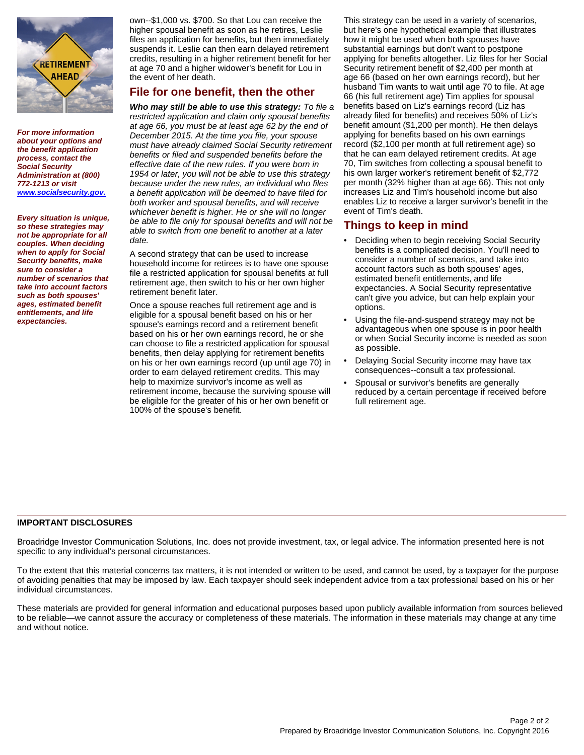*For more information about your options and the benefit application process, contact the Social Security Administration at (800) 772-1213 or visit [www.socialsecurity.gov.](http://www.socialsecurity.gov)*

*Every situation is unique, so these strategies may not be appropriate for all couples. When deciding when to apply for Social Security benefits, make sure to consider a number of scenarios that take into account factors such as both spouses' ages, estimated benefit entitlements, and life expectancies.*

own--$1,000 vs. $700. So that Lou can receive the higher spousal benefit as soon as he retires, Leslie files an application for benefits, but then immediately suspends it. Leslie can then earn delayed retirement credits, resulting in a higher retirement benefit for her at age 70 and a higher widower's benefit for Lou in the event of her death.

## File for one benefit, then the other

***Who may still be able to use this strategy:*** *To file a restricted application and claim only spousal benefits at age 66, you must be at least age 62 by the end of December 2015. At the time you file, your spouse must have already claimed Social Security retirement benefits or filed and suspended benefits before the effective date of the new rules. If you were born in 1954 or later, you will not be able to use this strategy because under the new rules, an individual who files a benefit application will be deemed to have filed for both worker and spousal benefits, and will receive whichever benefit is higher. He or she will no longer be able to file only for spousal benefits and will not be able to switch from one benefit to another at a later date.*

A second strategy that can be used to increase household income for retirees is to have one spouse file a restricted application for spousal benefits at full retirement age, then switch to his or her own higher retirement benefit later.

Once a spouse reaches full retirement age and is eligible for a spousal benefit based on his or her spouse's earnings record and a retirement benefit based on his or her own earnings record, he or she can choose to file a restricted application for spousal benefits, then delay applying for retirement benefits on his or her own earnings record (up until age 70) in order to earn delayed retirement credits. This may help to maximize survivor's income as well as retirement income, because the surviving spouse will be eligible for the greater of his or her own benefit or 100% of the spouse's benefit.

This strategy can be used in a variety of scenarios, but here's one hypothetical example that illustrates how it might be used when both spouses have substantial earnings but don't want to postpone applying for benefits altogether. Liz files for her Social Security retirement benefit of $2,400 per month at age 66 (based on her own earnings record), but her husband Tim wants to wait until age 70 to file. At age 66 (his full retirement age) Tim applies for spousal benefits based on Liz's earnings record (Liz has already filed for benefits) and receives 50% of Liz's benefit amount ($1,200 per month). He then delays applying for benefits based on his own earnings record ($2,100 per month at full retirement age) so that he can earn delayed retirement credits. At age 70, Tim switches from collecting a spousal benefit to his own larger worker's retirement benefit of $2,772 per month (32% higher than at age 66). This not only increases Liz and Tim's household income but also enables Liz to receive a larger survivor's benefit in the event of Tim's death.

## Things to keep in mind

- Deciding when to begin receiving Social Security benefits is a complicated decision. You'll need to consider a number of scenarios, and take into account factors such as both spouses' ages, estimated benefit entitlements, and life expectancies. A Social Security representative can't give you advice, but can help explain your options.
- Using the file-and-suspend strategy may not be advantageous when one spouse is in poor health or when Social Security income is needed as soon as possible.
- Delaying Social Security income may have tax consequences--consult a tax professional.
- Spousal or survivor's benefits are generally reduced by a certain percentage if received before full retirement age.

---

**IMPORTANT DISCLOSURES**

Broadridge Investor Communication Solutions, Inc. does not provide investment, tax, or legal advice. The information presented here is not specific to any individual's personal circumstances.

To the extent that this material concerns tax matters, it is not intended or written to be used, and cannot be used, by a taxpayer for the purpose of avoiding penalties that may be imposed by law. Each taxpayer should seek independent advice from a tax professional based on his or her individual circumstances.

These materials are provided for general information and educational purposes based upon publicly available information from sources believed to be reliable—we cannot assure the accuracy or completeness of these materials. The information in these materials may change at any time and without notice.

Prepared by Broadridge Investor Communication Solutions, Inc. Copyright 2016